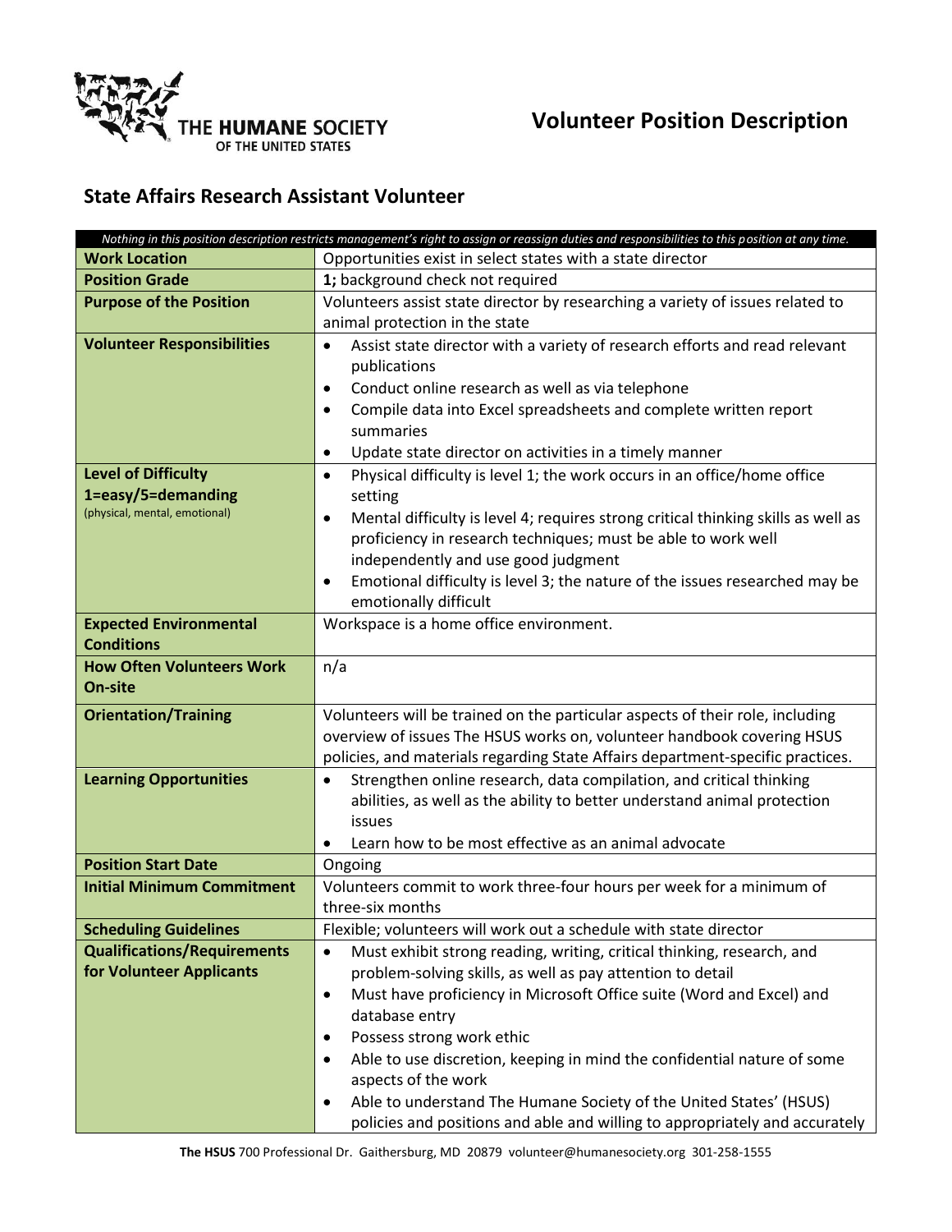THE HUMANE SOCIETY OF THE UNITED STATES

# Volunteer Position Description

## State Affairs Research Assistant Volunteer

*Nothing in this position description restricts management's right to assign or reassign duties and responsibilities to this position at any time.*

| | |
|---|---|
| **Work Location** | Opportunities exist in select states with a state director |
| **Position Grade** | **1;** background check not required |
| **Purpose of the Position** | Volunteers assist state director by researching a variety of issues related to animal protection in the state |
| **Volunteer Responsibilities** | • Assist state director with a variety of research efforts and read relevant publications<br>• Conduct online research as well as via telephone<br>• Compile data into Excel spreadsheets and complete written report summaries<br>• Update state director on activities in a timely manner |
| **Level of Difficulty 1=easy/5=demanding** (physical, mental, emotional) | • Physical difficulty is level 1; the work occurs in an office/home office setting<br>• Mental difficulty is level 4; requires strong critical thinking skills as well as proficiency in research techniques; must be able to work well independently and use good judgment<br>• Emotional difficulty is level 3; the nature of the issues researched may be emotionally difficult |
| **Expected Environmental Conditions** | Workspace is a home office environment. |
| **How Often Volunteers Work On-site** | n/a |
| **Orientation/Training** | Volunteers will be trained on the particular aspects of their role, including overview of issues The HSUS works on, volunteer handbook covering HSUS policies, and materials regarding State Affairs department-specific practices. |
| **Learning Opportunities** | • Strengthen online research, data compilation, and critical thinking abilities, as well as the ability to better understand animal protection issues<br>• Learn how to be most effective as an animal advocate |
| **Position Start Date** | Ongoing |
| **Initial Minimum Commitment** | Volunteers commit to work three-four hours per week for a minimum of three-six months |
| **Scheduling Guidelines** | Flexible; volunteers will work out a schedule with state director |
| **Qualifications/Requirements for Volunteer Applicants** | • Must exhibit strong reading, writing, critical thinking, research, and problem-solving skills, as well as pay attention to detail<br>• Must have proficiency in Microsoft Office suite (Word and Excel) and database entry<br>• Possess strong work ethic<br>• Able to use discretion, keeping in mind the confidential nature of some aspects of the work<br>• Able to understand The Humane Society of the United States' (HSUS) policies and positions and able and willing to appropriately and accurately |

**The HSUS** 700 Professional Dr. Gaithersburg, MD 20879 volunteer@humanesociety.org 301-258-1555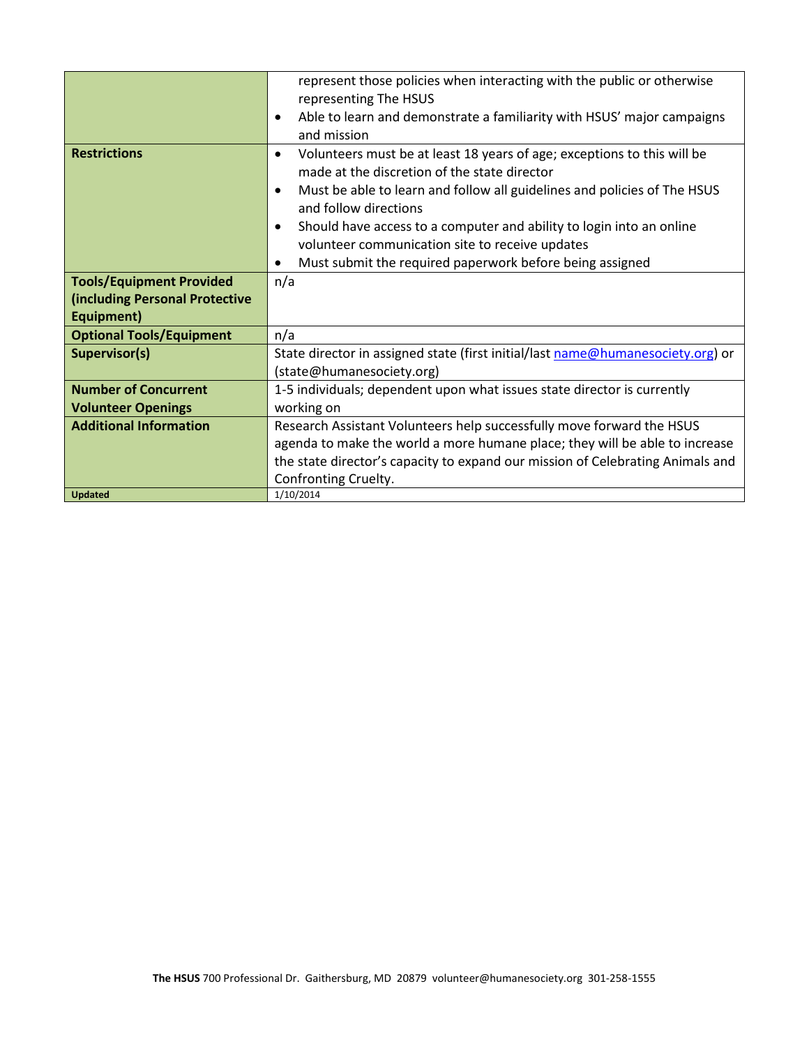| | |
|---|---|
| | represent those policies when interacting with the public or otherwise representing The HSUS<br>• Able to learn and demonstrate a familiarity with HSUS' major campaigns and mission |
| **Restrictions** | • Volunteers must be at least 18 years of age; exceptions to this will be made at the discretion of the state director<br>• Must be able to learn and follow all guidelines and policies of The HSUS and follow directions<br>• Should have access to a computer and ability to login into an online volunteer communication site to receive updates<br>• Must submit the required paperwork before being assigned |
| **Tools/Equipment Provided (including Personal Protective Equipment)** | n/a |
| **Optional Tools/Equipment** | n/a |
| **Supervisor(s)** | State director in assigned state (first initial/last name@humanesociety.org) or (state@humanesociety.org) |
| **Number of Concurrent Volunteer Openings** | 1-5 individuals; dependent upon what issues state director is currently working on |
| **Additional Information** | Research Assistant Volunteers help successfully move forward the HSUS agenda to make the world a more humane place; they will be able to increase the state director's capacity to expand our mission of Celebrating Animals and Confronting Cruelty. |
| **Updated** | 1/10/2014 |

**The HSUS** 700 Professional Dr. Gaithersburg, MD 20879 volunteer@humanesociety.org 301-258-1555